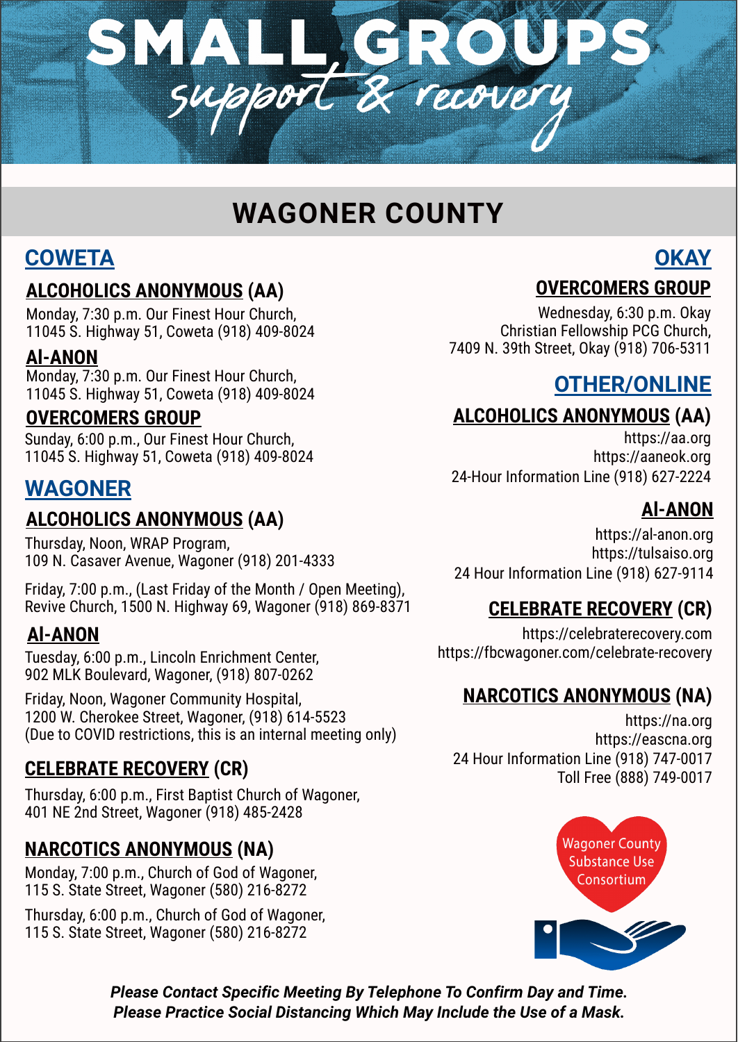# SMALL GROUPS

*support & recovery*

## WAGONER COUNTY

### COWETA

**ALCOHOLICS ANONYMOUS (AA)**

Monday, 7:30 p.m. Our Finest Hour Church, 11045 S. Highway 51, Coweta (918) 409-8024

**Al-ANON**

Monday, 7:30 p.m. Our Finest Hour Church, 11045 S. Highway 51, Coweta (918) 409-8024

**OVERCOMERS GROUP**

Sunday, 6:00 p.m., Our Finest Hour Church, 11045 S. Highway 51, Coweta (918) 409-8024

### WAGONER

**ALCOHOLICS ANONYMOUS (AA)**

Thursday, Noon, WRAP Program, 109 N. Casaver Avenue, Wagoner (918) 201-4333

Friday, 7:00 p.m., (Last Friday of the Month / Open Meeting), Revive Church, 1500 N. Highway 69, Wagoner (918) 869-8371

**Al-ANON**

Tuesday, 6:00 p.m., Lincoln Enrichment Center, 902 MLK Boulevard, Wagoner, (918) 807-0262

Friday, Noon, Wagoner Community Hospital, 1200 W. Cherokee Street, Wagoner, (918) 614-5523 (Due to COVID restrictions, this is an internal meeting only)

**CELEBRATE RECOVERY (CR)**

Thursday, 6:00 p.m., First Baptist Church of Wagoner, 401 NE 2nd Street, Wagoner (918) 485-2428

**NARCOTICS ANONYMOUS (NA)**

Monday, 7:00 p.m., Church of God of Wagoner, 115 S. State Street, Wagoner (580) 216-8272

Thursday, 6:00 p.m., Church of God of Wagoner, 115 S. State Street, Wagoner (580) 216-8272

### OKAY

**OVERCOMERS GROUP**

Wednesday, 6:30 p.m. Okay Christian Fellowship PCG Church, 7409 N. 39th Street, Okay (918) 706-5311

### OTHER/ONLINE

**ALCOHOLICS ANONYMOUS (AA)**

https://aa.org
https://aaneok.org
24-Hour Information Line (918) 627-2224

**Al-ANON**

https://al-anon.org
https://tulsaiso.org
24 Hour Information Line (918) 627-9114

**CELEBRATE RECOVERY (CR)**

https://celebraterecovery.com
https://fbcwagoner.com/celebrate-recovery

**NARCOTICS ANONYMOUS (NA)**

https://na.org
https://eascna.org
24 Hour Information Line (918) 747-0017
Toll Free (888) 749-0017

Wagoner County Substance Use Consortium

***Please Contact Specific Meeting By Telephone To Confirm Day and Time.***
***Please Practice Social Distancing Which May Include the Use of a Mask.***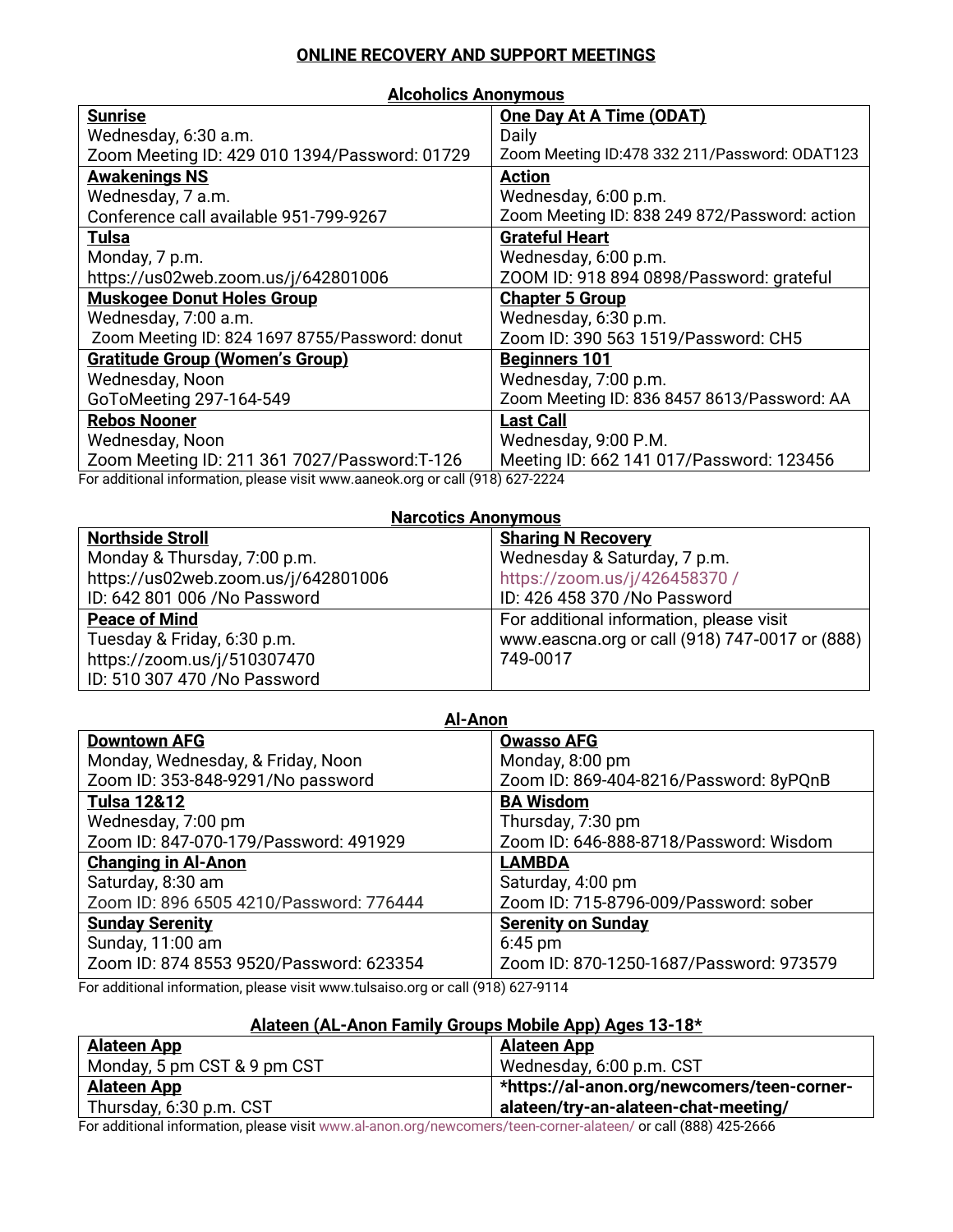## ONLINE RECOVERY AND SUPPORT MEETINGS

### Alcoholics Anonymous

| | |
|---|---|
| **Sunrise**<br>Wednesday, 6:30 a.m.<br>Zoom Meeting ID: 429 010 1394/Password: 01729 | **One Day At A Time (ODAT)**<br>Daily<br>Zoom Meeting ID:478 332 211/Password: ODAT123 |
| **Awakenings NS**<br>Wednesday, 7 a.m.<br>Conference call available 951-799-9267 | **Action**<br>Wednesday, 6:00 p.m.<br>Zoom Meeting ID: 838 249 872/Password: action |
| **Tulsa**<br>Monday, 7 p.m.<br>https://us02web.zoom.us/j/642801006 | **Grateful Heart**<br>Wednesday, 6:00 p.m.<br>ZOOM ID: 918 894 0898/Password: grateful |
| **Muskogee Donut Holes Group**<br>Wednesday, 7:00 a.m.<br>Zoom Meeting ID: 824 1697 8755/Password: donut | **Chapter 5 Group**<br>Wednesday, 6:30 p.m.<br>Zoom ID: 390 563 1519/Password: CH5 |
| **Gratitude Group (Women's Group)**<br>Wednesday, Noon<br>GoToMeeting 297-164-549 | **Beginners 101**<br>Wednesday, 7:00 p.m.<br>Zoom Meeting ID: 836 8457 8613/Password: AA |
| **Rebos Nooner**<br>Wednesday, Noon<br>Zoom Meeting ID: 211 361 7027/Password:T-126 | **Last Call**<br>Wednesday, 9:00 P.M.<br>Meeting ID: 662 141 017/Password: 123456 |

For additional information, please visit www.aaneok.org or call (918) 627-2224

### Narcotics Anonymous

| | |
|---|---|
| **Northside Stroll**<br>Monday & Thursday, 7:00 p.m.<br>https://us02web.zoom.us/j/642801006<br>ID: 642 801 006 /No Password | **Sharing N Recovery**<br>Wednesday & Saturday, 7 p.m.<br>https://zoom.us/j/426458370 /<br>ID: 426 458 370 /No Password |
| **Peace of Mind**<br>Tuesday & Friday, 6:30 p.m.<br>https://zoom.us/j/510307470<br>ID: 510 307 470 /No Password | For additional information, please visit www.eascna.org or call (918) 747-0017 or (888) 749-0017 |

### Al-Anon

| | |
|---|---|
| **Downtown AFG**<br>Monday, Wednesday, & Friday, Noon<br>Zoom ID: 353-848-9291/No password | **Owasso AFG**<br>Monday, 8:00 pm<br>Zoom ID: 869-404-8216/Password: 8yPQnB |
| **Tulsa 12&12**<br>Wednesday, 7:00 pm<br>Zoom ID: 847-070-179/Password: 491929 | **BA Wisdom**<br>Thursday, 7:30 pm<br>Zoom ID: 646-888-8718/Password: Wisdom |
| **Changing in Al-Anon**<br>Saturday, 8:30 am<br>Zoom ID: 896 6505 4210/Password: 776444 | **LAMBDA**<br>Saturday, 4:00 pm<br>Zoom ID: 715-8796-009/Password: sober |
| **Sunday Serenity**<br>Sunday, 11:00 am<br>Zoom ID: 874 8553 9520/Password: 623354 | **Serenity on Sunday**<br>6:45 pm<br>Zoom ID: 870-1250-1687/Password: 973579 |

For additional information, please visit www.tulsaiso.org or call (918) 627-9114

### Alateen (AL-Anon Family Groups Mobile App) Ages 13-18*

| | |
|---|---|
| **Alateen App**<br>Monday, 5 pm CST & 9 pm CST | **Alateen App**<br>Wednesday, 6:00 p.m. CST |
| **Alateen App**<br>Thursday, 6:30 p.m. CST | ***https://al-anon.org/newcomers/teen-corner-alateen/try-an-alateen-chat-meeting/** |

For additional information, please visit www.al-anon.org/newcomers/teen-corner-alateen/ or call (888) 425-2666